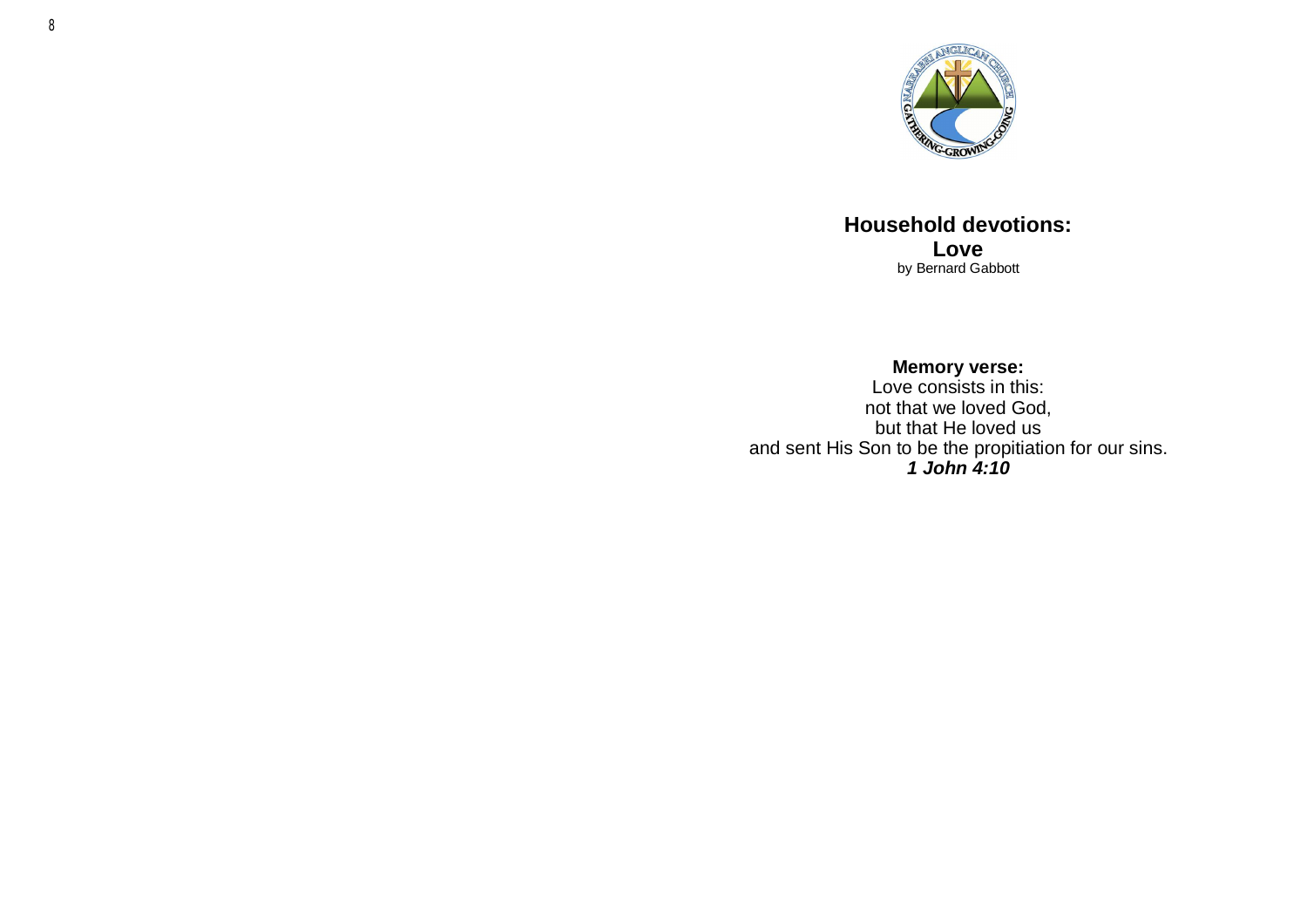# Household devotions:
# Love

by Bernard Gabbott

**Memory verse:**

Love consists in this:
not that we loved God,
but that He loved us
and sent His Son to be the propitiation for our sins.
***1 John 4:10***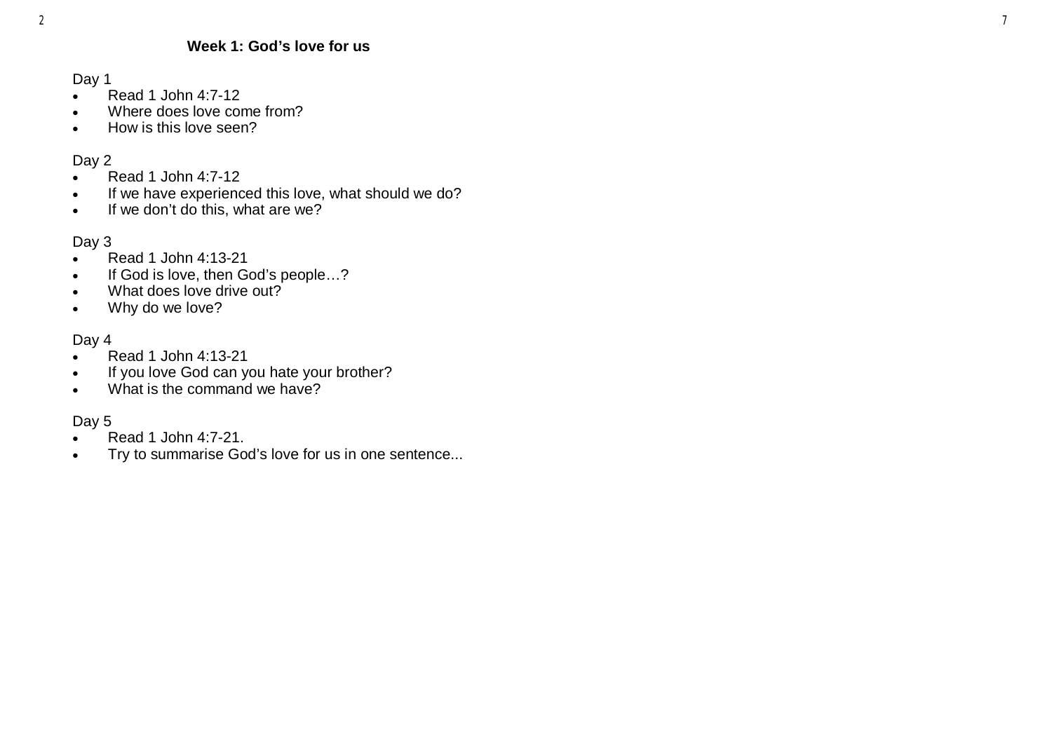## Week 1: God's love for us

Day 1

- Read 1 John 4:7-12
- Where does love come from?
- How is this love seen?

Day 2

- Read 1 John 4:7-12
- If we have experienced this love, what should we do?
- If we don't do this, what are we?

Day 3

- Read 1 John 4:13-21
- If God is love, then God's people…?
- What does love drive out?
- Why do we love?

Day 4

- Read 1 John 4:13-21
- If you love God can you hate your brother?
- What is the command we have?

Day 5

- Read 1 John 4:7-21.
- Try to summarise God's love for us in one sentence...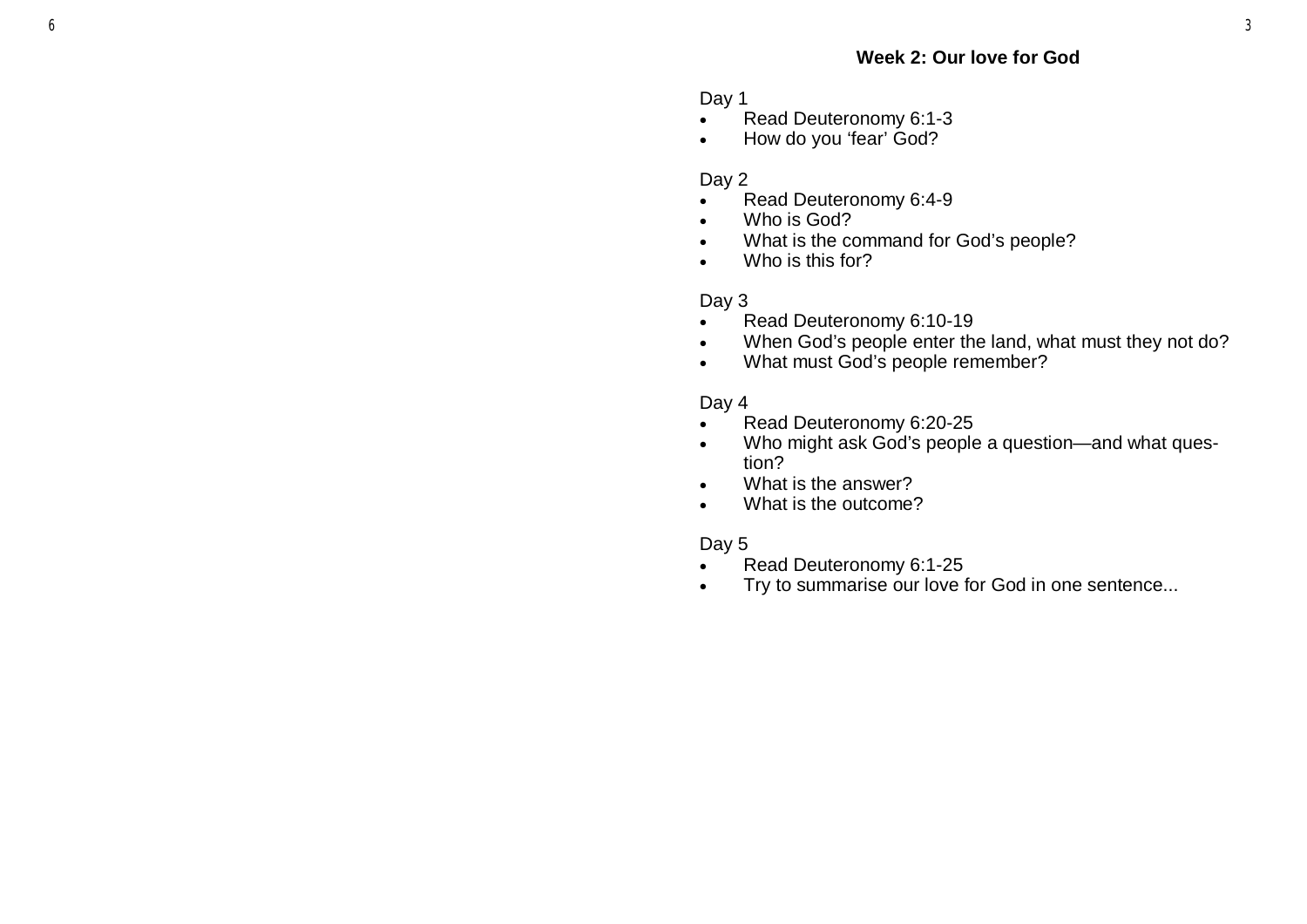**Week 2: Our love for God**

Day 1

- Read Deuteronomy 6:1-3
- How do you ‘fear’ God?

Day 2

- Read Deuteronomy 6:4-9
- Who is God?
- What is the command for God’s people?
- Who is this for?

Day 3

- Read Deuteronomy 6:10-19
- When God’s people enter the land, what must they not do?
- What must God’s people remember?

Day 4

- Read Deuteronomy 6:20-25
- Who might ask God’s people a question—and what question?
- What is the answer?
- What is the outcome?

Day 5

- Read Deuteronomy 6:1-25
- Try to summarise our love for God in one sentence...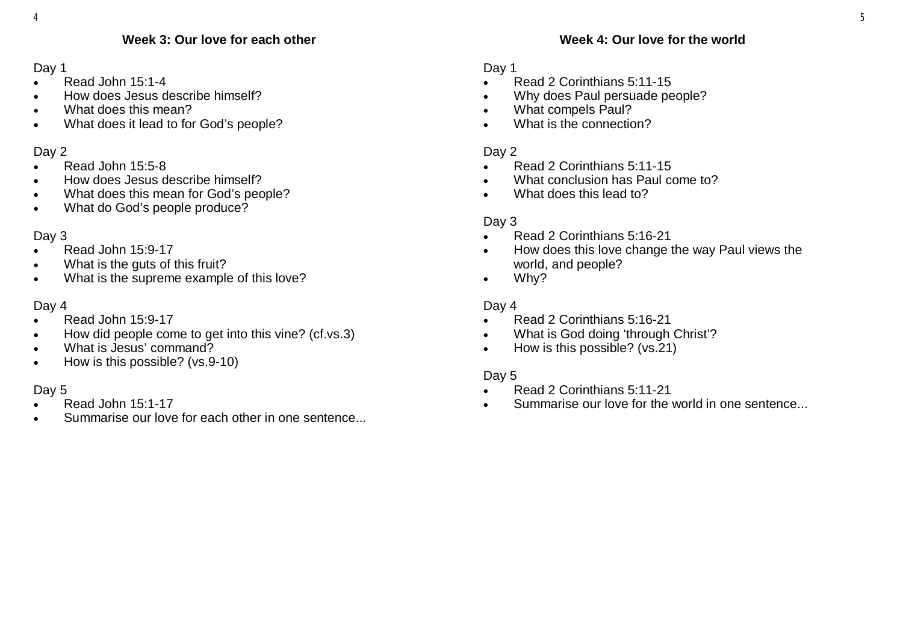## Week 3: Our love for each other

Day 1

- Read John 15:1-4
- How does Jesus describe himself?
- What does this mean?
- What does it lead to for God's people?

Day 2

- Read John 15:5-8
- How does Jesus describe himself?
- What does this mean for God's people?
- What do God's people produce?

Day 3

- Read John 15:9-17
- What is the guts of this fruit?
- What is the supreme example of this love?

Day 4

- Read John 15:9-17
- How did people come to get into this vine? (cf.vs.3)
- What is Jesus' command?
- How is this possible? (vs.9-10)

Day 5

- Read John 15:1-17
- Summarise our love for each other in one sentence...

## Week 4: Our love for the world

Day 1

- Read 2 Corinthians 5:11-15
- Why does Paul persuade people?
- What compels Paul?
- What is the connection?

Day 2

- Read 2 Corinthians 5:11-15
- What conclusion has Paul come to?
- What does this lead to?

Day 3

- Read 2 Corinthians 5:16-21
- How does this love change the way Paul views the world, and people?
- Why?

Day 4

- Read 2 Corinthians 5:16-21
- What is God doing 'through Christ'?
- How is this possible? (vs.21)

Day 5

- Read 2 Corinthians 5:11-21
- Summarise our love for the world in one sentence...